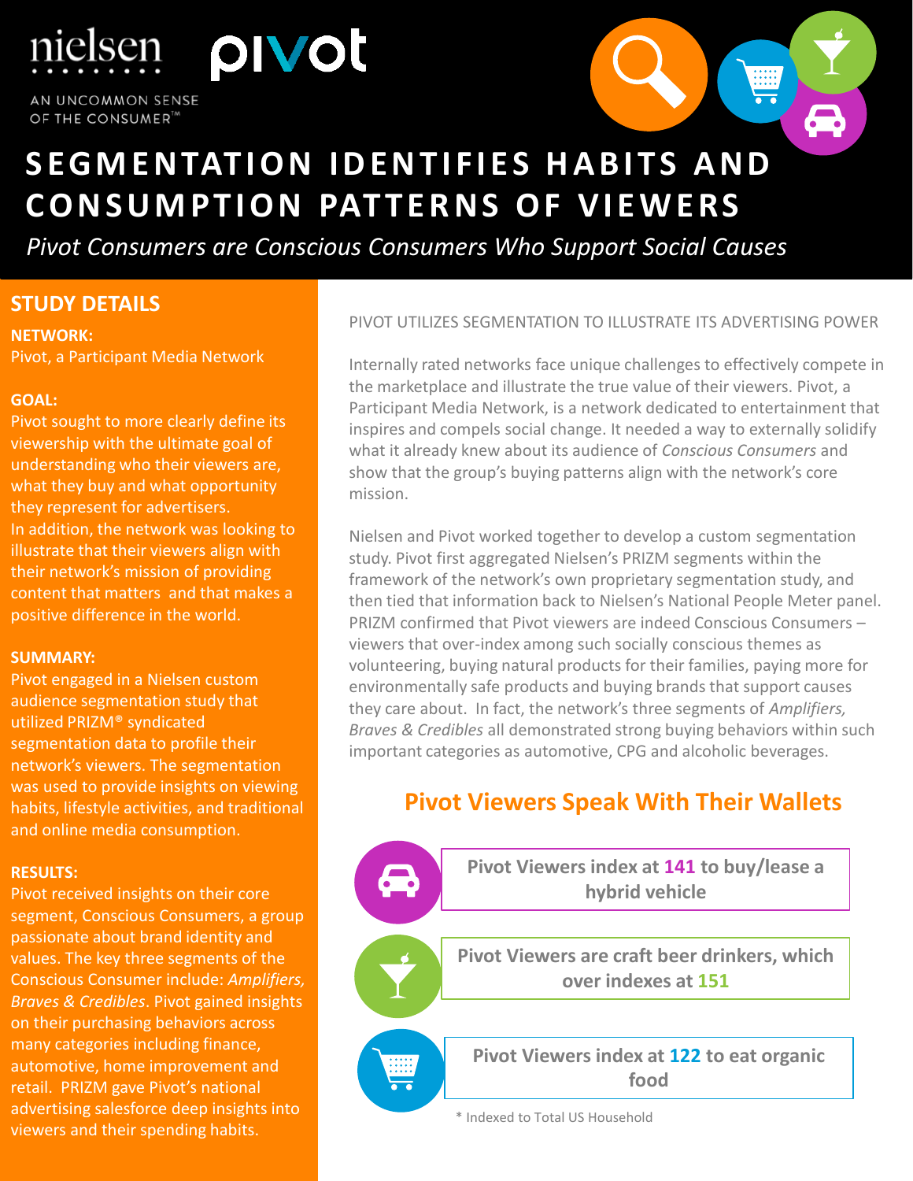nielsen

AN UNCOMMON SENSE OF THE CONSUMER™

pivot

# SEGMENTATION IDENTIFIES HABITS AND CONSUMPTION PATTERNS OF VIEWERS

*Pivot Consumers are Conscious Consumers Who Support Social Causes*

## STUDY DETAILS

**NETWORK:**

Pivot, a Participant Media Network

**GOAL:**

Pivot sought to more clearly define its viewership with the ultimate goal of understanding who their viewers are, what they buy and what opportunity they represent for advertisers. In addition, the network was looking to illustrate that their viewers align with their network's mission of providing content that matters and that makes a positive difference in the world.

**SUMMARY:**

Pivot engaged in a Nielsen custom audience segmentation study that utilized PRIZM® syndicated segmentation data to profile their network's viewers. The segmentation was used to provide insights on viewing habits, lifestyle activities, and traditional and online media consumption.

**RESULTS:**

Pivot received insights on their core segment, Conscious Consumers, a group passionate about brand identity and values. The key three segments of the Conscious Consumer include: *Amplifiers, Braves & Credibles*. Pivot gained insights on their purchasing behaviors across many categories including finance, automotive, home improvement and retail. PRIZM gave Pivot's national advertising salesforce deep insights into viewers and their spending habits.

PIVOT UTILIZES SEGMENTATION TO ILLUSTRATE ITS ADVERTISING POWER

Internally rated networks face unique challenges to effectively compete in the marketplace and illustrate the true value of their viewers. Pivot, a Participant Media Network, is a network dedicated to entertainment that inspires and compels social change. It needed a way to externally solidify what it already knew about its audience of *Conscious Consumers* and show that the group's buying patterns align with the network's core mission.

Nielsen and Pivot worked together to develop a custom segmentation study. Pivot first aggregated Nielsen's PRIZM segments within the framework of the network's own proprietary segmentation study, and then tied that information back to Nielsen's National People Meter panel. PRIZM confirmed that Pivot viewers are indeed Conscious Consumers – viewers that over-index among such socially conscious themes as volunteering, buying natural products for their families, paying more for environmentally safe products and buying brands that support causes they care about. In fact, the network's three segments of *Amplifiers, Braves & Credibles* all demonstrated strong buying behaviors within such important categories as automotive, CPG and alcoholic beverages.

## Pivot Viewers Speak With Their Wallets

**Pivot Viewers index at 141 to buy/lease a hybrid vehicle**

**Pivot Viewers are craft beer drinkers, which over indexes at 151**

**Pivot Viewers index at 122 to eat organic food**

* Indexed to Total US Household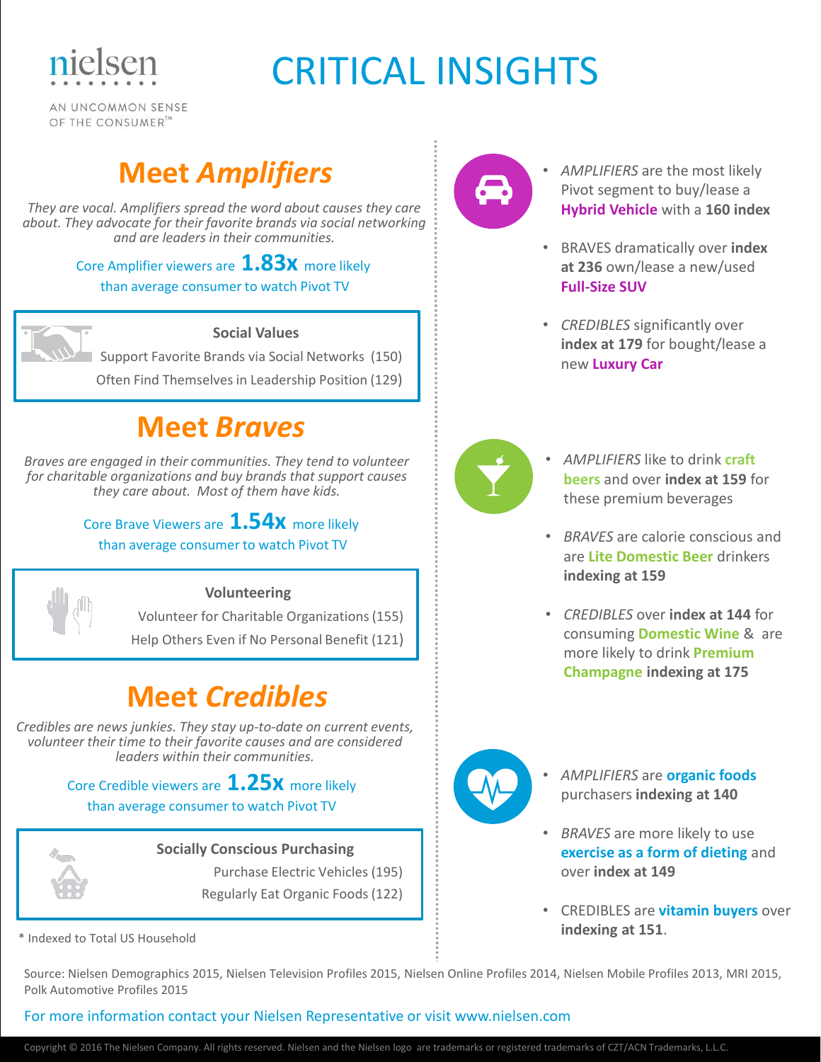nielsen

AN UNCOMMON SENSE OF THE CONSUMER™

# CRITICAL INSIGHTS

## Meet *Amplifiers*

*They are vocal. Amplifiers spread the word about causes they care about. They advocate for their favorite brands via social networking and are leaders in their communities.*

Core Amplifier viewers are **1.83x** more likely than average consumer to watch Pivot TV

**Social Values**

Support Favorite Brands via Social Networks (150)

Often Find Themselves in Leadership Position (129)

## Meet *Braves*

*Braves are engaged in their communities. They tend to volunteer for charitable organizations and buy brands that support causes they care about. Most of them have kids.*

Core Brave Viewers are **1.54x** more likely than average consumer to watch Pivot TV

**Volunteering**

Volunteer for Charitable Organizations (155)

Help Others Even if No Personal Benefit (121)

## Meet *Credibles*

*Credibles are news junkies. They stay up-to-date on current events, volunteer their time to their favorite causes and are considered leaders within their communities.*

Core Credible viewers are **1.25x** more likely than average consumer to watch Pivot TV

**Socially Conscious Purchasing**

Purchase Electric Vehicles (195)

Regularly Eat Organic Foods (122)

\* Indexed to Total US Household

- *AMPLIFIERS* are the most likely Pivot segment to buy/lease a **Hybrid Vehicle** with a **160 index**
- BRAVES dramatically over **index at 236** own/lease a new/used **Full-Size SUV**
- *CREDIBLES* significantly over **index at 179** for bought/lease a new **Luxury Car**

- *AMPLIFIERS* like to drink **craft beers** and over **index at 159** for these premium beverages
- *BRAVES* are calorie conscious and are **Lite Domestic Beer** drinkers **indexing at 159**
- *CREDIBLES* over **index at 144** for consuming **Domestic Wine** & are more likely to drink **Premium Champagne indexing at 175**

- *AMPLIFIERS* are **organic foods** purchasers **indexing at 140**
- *BRAVES* are more likely to use **exercise as a form of dieting** and over **index at 149**
- CREDIBLES are **vitamin buyers** over **indexing at 151**.

Source: Nielsen Demographics 2015, Nielsen Television Profiles 2015, Nielsen Online Profiles 2014, Nielsen Mobile Profiles 2013, MRI 2015, Polk Automotive Profiles 2015

For more information contact your Nielsen Representative or visit www.nielsen.com

Copyright © 2016 The Nielsen Company. All rights reserved. Nielsen and the Nielsen logo are trademarks or registered trademarks of CZT/ACN Trademarks, L.L.C.